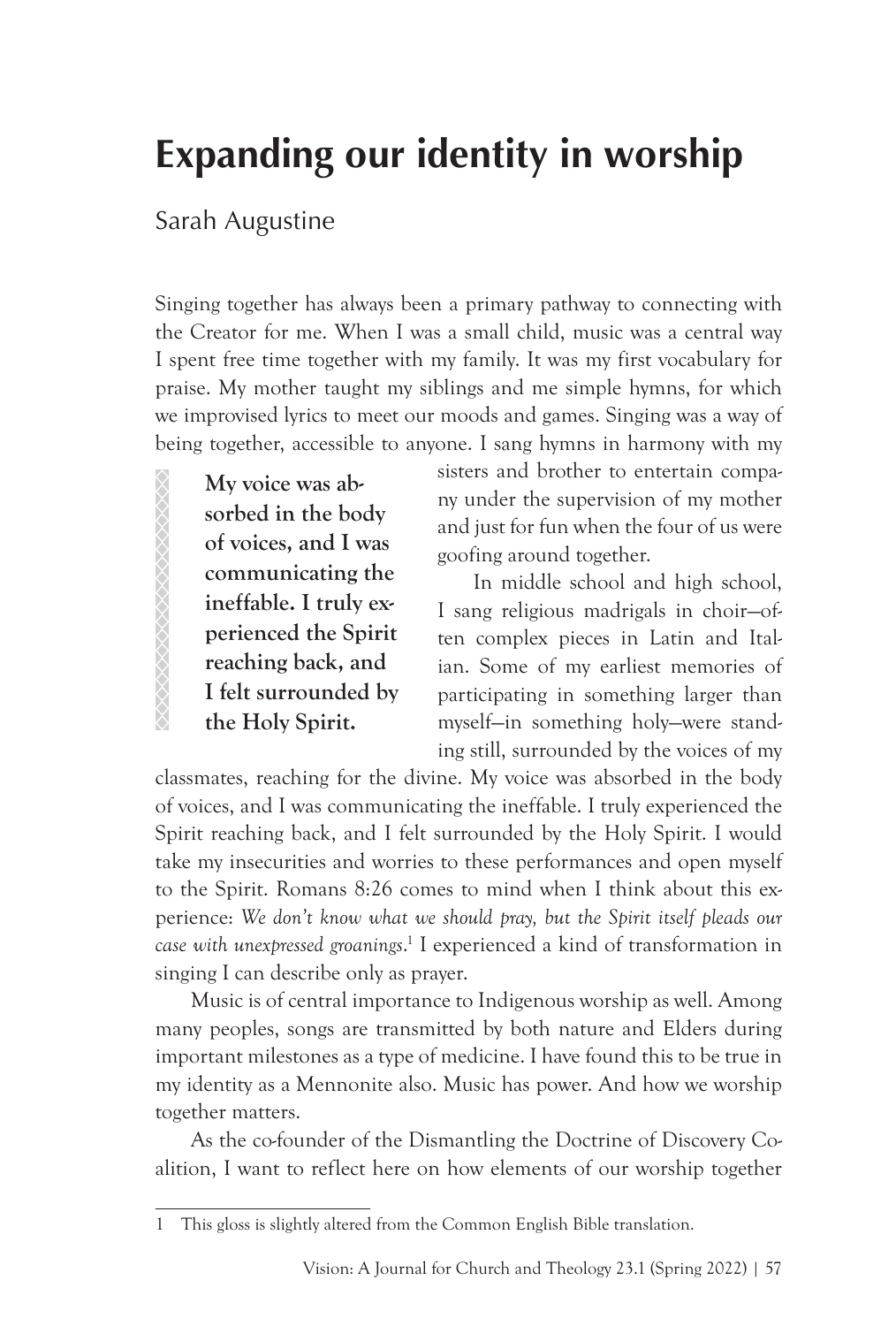# Expanding our identity in worship

Sarah Augustine

Singing together has always been a primary pathway to connecting with the Creator for me. When I was a small child, music was a central way I spent free time together with my family. It was my first vocabulary for praise. My mother taught my siblings and me simple hymns, for which we improvised lyrics to meet our moods and games. Singing was a way of being together, accessible to anyone. I sang hymns in harmony with my sisters and brother to entertain company under the supervision of my mother and just for fun when the four of us were goofing around together.

> **My voice was absorbed in the body of voices, and I was communicating the ineffable. I truly experienced the Spirit reaching back, and I felt surrounded by the Holy Spirit.**

In middle school and high school, I sang religious madrigals in choir—often complex pieces in Latin and Italian. Some of my earliest memories of participating in something larger than myself—in something holy—were standing still, surrounded by the voices of my classmates, reaching for the divine. My voice was absorbed in the body of voices, and I was communicating the ineffable. I truly experienced the Spirit reaching back, and I felt surrounded by the Holy Spirit. I would take my insecurities and worries to these performances and open myself to the Spirit. Romans 8:26 comes to mind when I think about this experience: *We don't know what we should pray, but the Spirit itself pleads our case with unexpressed groanings*.[1] I experienced a kind of transformation in singing I can describe only as prayer.

Music is of central importance to Indigenous worship as well. Among many peoples, songs are transmitted by both nature and Elders during important milestones as a type of medicine. I have found this to be true in my identity as a Mennonite also. Music has power. And how we worship together matters.

As the co-founder of the Dismantling the Doctrine of Discovery Coalition, I want to reflect here on how elements of our worship together

---

1 This gloss is slightly altered from the Common English Bible translation.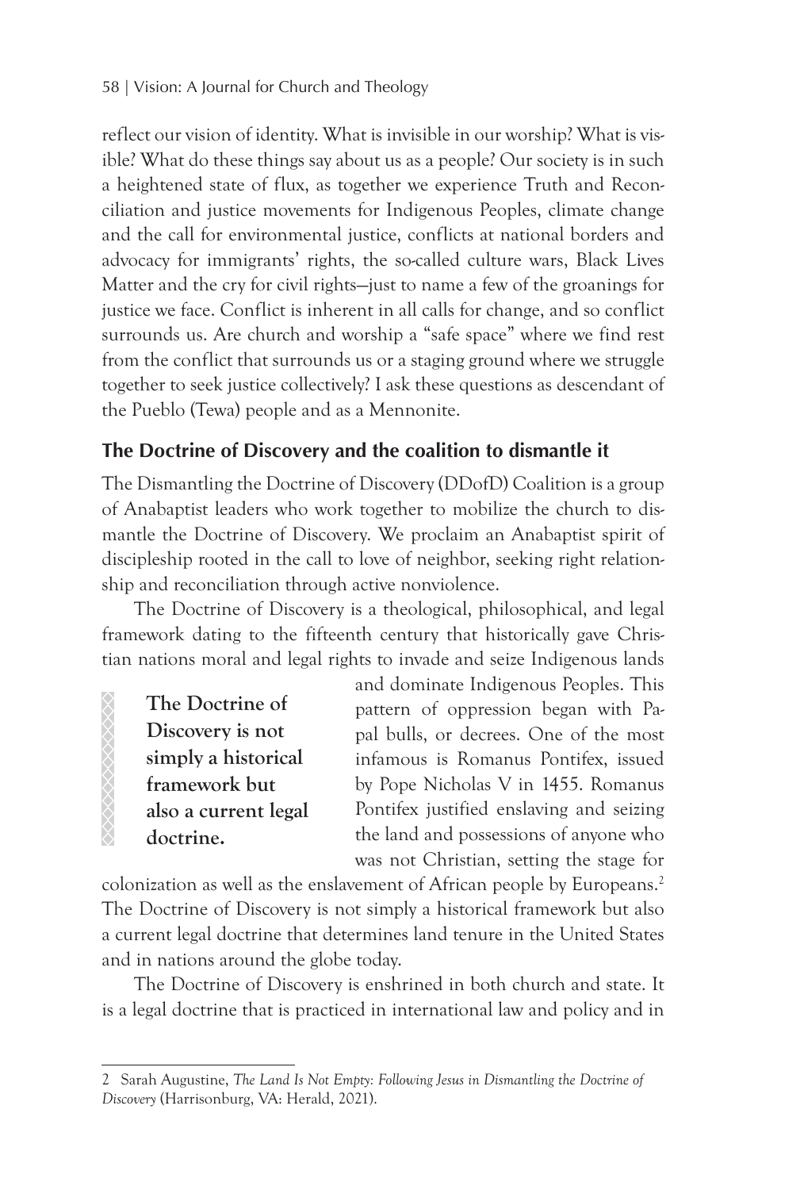reflect our vision of identity. What is invisible in our worship? What is visible? What do these things say about us as a people? Our society is in such a heightened state of flux, as together we experience Truth and Reconciliation and justice movements for Indigenous Peoples, climate change and the call for environmental justice, conflicts at national borders and advocacy for immigrants' rights, the so-called culture wars, Black Lives Matter and the cry for civil rights—just to name a few of the groanings for justice we face. Conflict is inherent in all calls for change, and so conflict surrounds us. Are church and worship a "safe space" where we find rest from the conflict that surrounds us or a staging ground where we struggle together to seek justice collectively? I ask these questions as descendant of the Pueblo (Tewa) people and as a Mennonite.

## The Doctrine of Discovery and the coalition to dismantle it

The Dismantling the Doctrine of Discovery (DDofD) Coalition is a group of Anabaptist leaders who work together to mobilize the church to dismantle the Doctrine of Discovery. We proclaim an Anabaptist spirit of discipleship rooted in the call to love of neighbor, seeking right relationship and reconciliation through active nonviolence.

The Doctrine of Discovery is a theological, philosophical, and legal framework dating to the fifteenth century that historically gave Christian nations moral and legal rights to invade and seize Indigenous lands and dominate Indigenous Peoples. This pattern of oppression began with Papal bulls, or decrees. One of the most infamous is Romanus Pontifex, issued by Pope Nicholas V in 1455. Romanus Pontifex justified enslaving and seizing the land and possessions of anyone who was not Christian, setting the stage for colonization as well as the enslavement of African people by Europeans.[2] The Doctrine of Discovery is not simply a historical framework but also a current legal doctrine that determines land tenure in the United States and in nations around the globe today.

> **The Doctrine of Discovery is not simply a historical framework but also a current legal doctrine.**

The Doctrine of Discovery is enshrined in both church and state. It is a legal doctrine that is practiced in international law and policy and in

2 Sarah Augustine, *The Land Is Not Empty: Following Jesus in Dismantling the Doctrine of Discovery* (Harrisonburg, VA: Herald, 2021).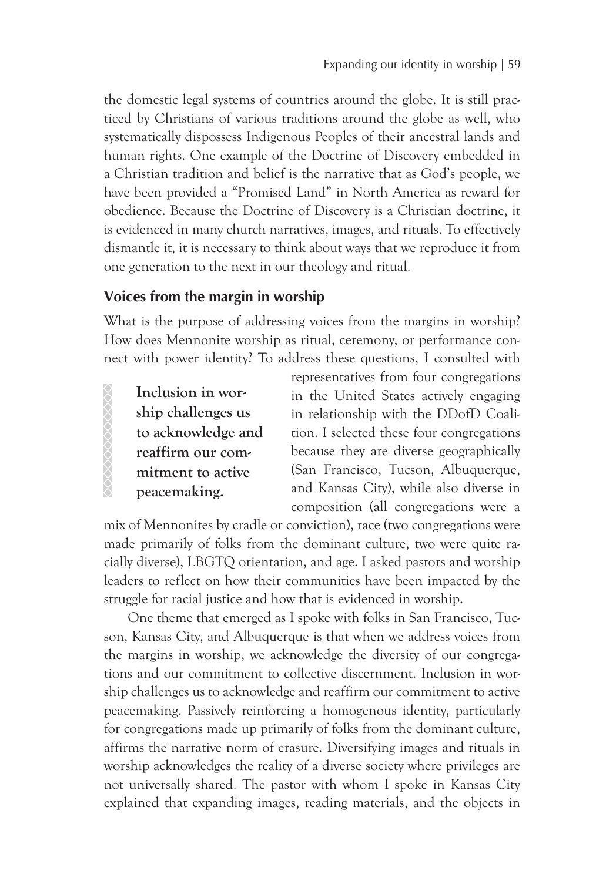the domestic legal systems of countries around the globe. It is still practiced by Christians of various traditions around the globe as well, who systematically dispossess Indigenous Peoples of their ancestral lands and human rights. One example of the Doctrine of Discovery embedded in a Christian tradition and belief is the narrative that as God's people, we have been provided a "Promised Land" in North America as reward for obedience. Because the Doctrine of Discovery is a Christian doctrine, it is evidenced in many church narratives, images, and rituals. To effectively dismantle it, it is necessary to think about ways that we reproduce it from one generation to the next in our theology and ritual.

## Voices from the margin in worship

What is the purpose of addressing voices from the margins in worship? How does Mennonite worship as ritual, ceremony, or performance connect with power identity? To address these questions, I consulted with representatives from four congregations in the United States actively engaging in relationship with the DDofD Coalition. I selected these four congregations because they are diverse geographically (San Francisco, Tucson, Albuquerque, and Kansas City), while also diverse in composition (all congregations were a mix of Mennonites by cradle or conviction), race (two congregations were made primarily of folks from the dominant culture, two were quite racially diverse), LBGTQ orientation, and age. I asked pastors and worship leaders to reflect on how their communities have been impacted by the struggle for racial justice and how that is evidenced in worship.

> **Inclusion in worship challenges us to acknowledge and reaffirm our commitment to active peacemaking.**

One theme that emerged as I spoke with folks in San Francisco, Tucson, Kansas City, and Albuquerque is that when we address voices from the margins in worship, we acknowledge the diversity of our congregations and our commitment to collective discernment. Inclusion in worship challenges us to acknowledge and reaffirm our commitment to active peacemaking. Passively reinforcing a homogenous identity, particularly for congregations made up primarily of folks from the dominant culture, affirms the narrative norm of erasure. Diversifying images and rituals in worship acknowledges the reality of a diverse society where privileges are not universally shared. The pastor with whom I spoke in Kansas City explained that expanding images, reading materials, and the objects in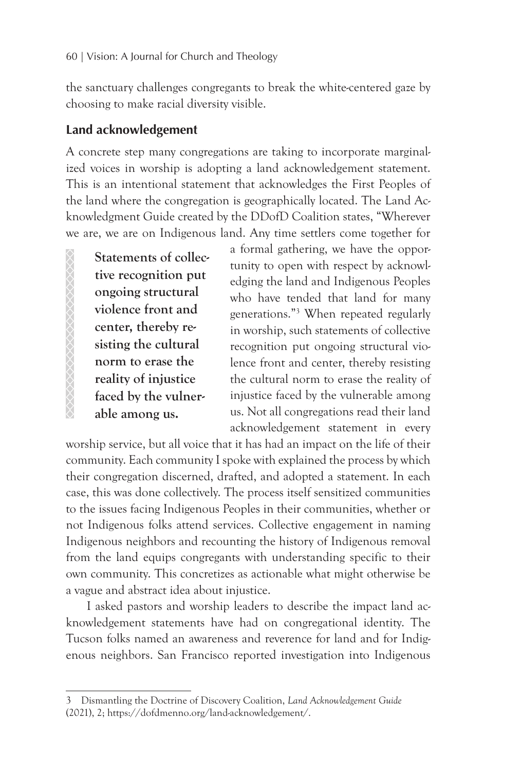the sanctuary challenges congregants to break the white-centered gaze by choosing to make racial diversity visible.

## Land acknowledgement

A concrete step many congregations are taking to incorporate marginalized voices in worship is adopting a land acknowledgement statement. This is an intentional statement that acknowledges the First Peoples of the land where the congregation is geographically located. The Land Acknowledgment Guide created by the DDofD Coalition states, "Wherever we are, we are on Indigenous land. Any time settlers come together for a formal gathering, we have the opportunity to open with respect by acknowledging the land and Indigenous Peoples who have tended that land for many generations."[3] When repeated regularly in worship, such statements of collective recognition put ongoing structural violence front and center, thereby resisting the cultural norm to erase the reality of injustice faced by the vulnerable among us. Not all congregations read their land acknowledgement statement in every worship service, but all voice that it has had an impact on the life of their community. Each community I spoke with explained the process by which their congregation discerned, drafted, and adopted a statement. In each case, this was done collectively. The process itself sensitized communities to the issues facing Indigenous Peoples in their communities, whether or not Indigenous folks attend services. Collective engagement in naming Indigenous neighbors and recounting the history of Indigenous removal from the land equips congregants with understanding specific to their own community. This concretizes as actionable what might otherwise be a vague and abstract idea about injustice.

> **Statements of collective recognition put ongoing structural violence front and center, thereby resisting the cultural norm to erase the reality of injustice faced by the vulnerable among us.**

I asked pastors and worship leaders to describe the impact land acknowledgement statements have had on congregational identity. The Tucson folks named an awareness and reverence for land and for Indigenous neighbors. San Francisco reported investigation into Indigenous

---

3 Dismantling the Doctrine of Discovery Coalition, *Land Acknowledgement Guide* (2021), 2; https://dofdmenno.org/land-acknowledgement/.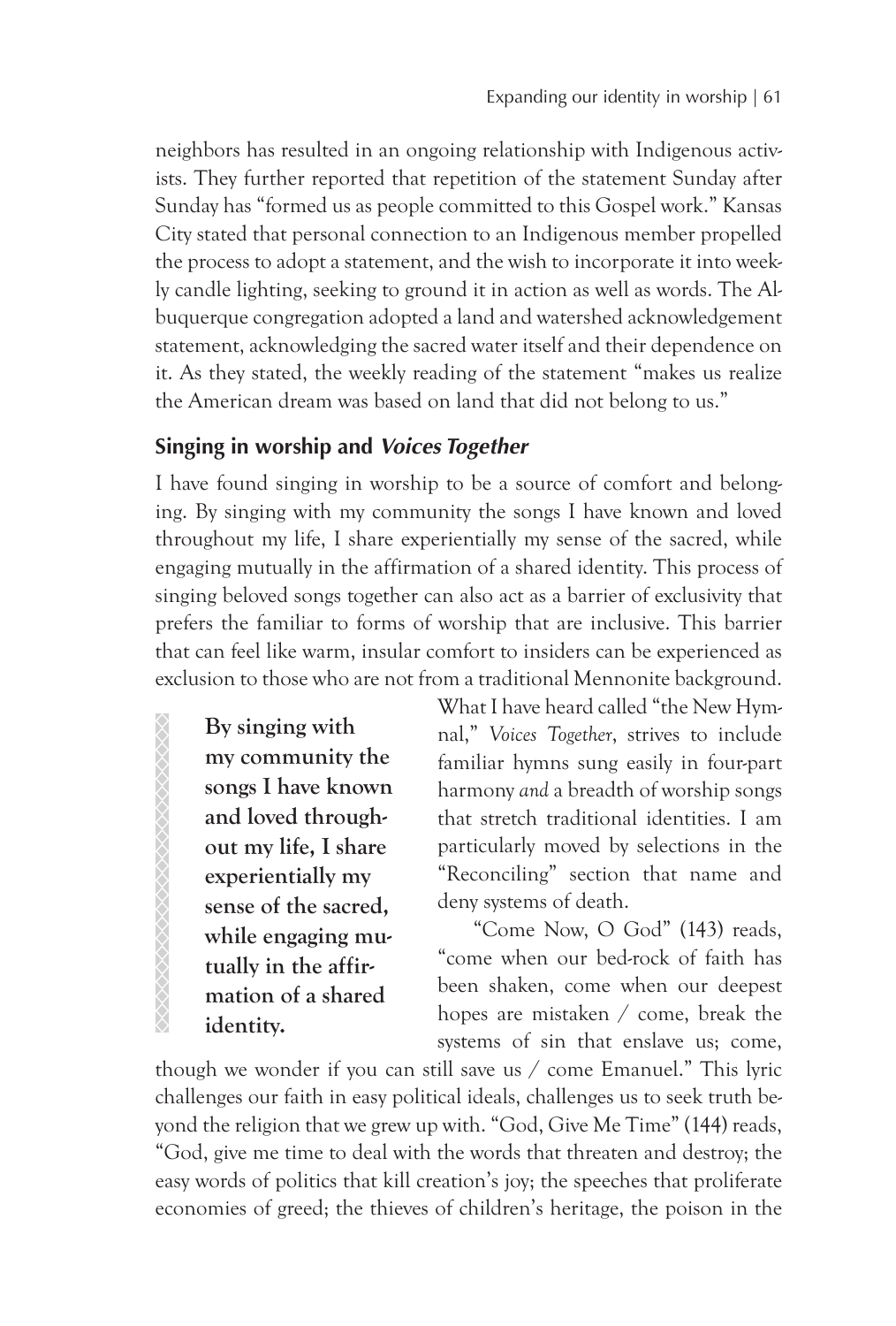neighbors has resulted in an ongoing relationship with Indigenous activists. They further reported that repetition of the statement Sunday after Sunday has "formed us as people committed to this Gospel work." Kansas City stated that personal connection to an Indigenous member propelled the process to adopt a statement, and the wish to incorporate it into weekly candle lighting, seeking to ground it in action as well as words. The Albuquerque congregation adopted a land and watershed acknowledgement statement, acknowledging the sacred water itself and their dependence on it. As they stated, the weekly reading of the statement "makes us realize the American dream was based on land that did not belong to us."

## Singing in worship and *Voices Together*

I have found singing in worship to be a source of comfort and belonging. By singing with my community the songs I have known and loved throughout my life, I share experientially my sense of the sacred, while engaging mutually in the affirmation of a shared identity. This process of singing beloved songs together can also act as a barrier of exclusivity that prefers the familiar to forms of worship that are inclusive. This barrier that can feel like warm, insular comfort to insiders can be experienced as exclusion to those who are not from a traditional Mennonite background.

> **By singing with my community the songs I have known and loved throughout my life, I share experientially my sense of the sacred, while engaging mutually in the affirmation of a shared identity.**

What I have heard called "the New Hymnal," *Voices Together*, strives to include familiar hymns sung easily in four-part harmony *and* a breadth of worship songs that stretch traditional identities. I am particularly moved by selections in the "Reconciling" section that name and deny systems of death.

"Come Now, O God" (143) reads, "come when our bed-rock of faith has been shaken, come when our deepest hopes are mistaken / come, break the systems of sin that enslave us; come, though we wonder if you can still save us / come Emanuel." This lyric challenges our faith in easy political ideals, challenges us to seek truth beyond the religion that we grew up with. "God, Give Me Time" (144) reads, "God, give me time to deal with the words that threaten and destroy; the easy words of politics that kill creation's joy; the speeches that proliferate economies of greed; the thieves of children's heritage, the poison in the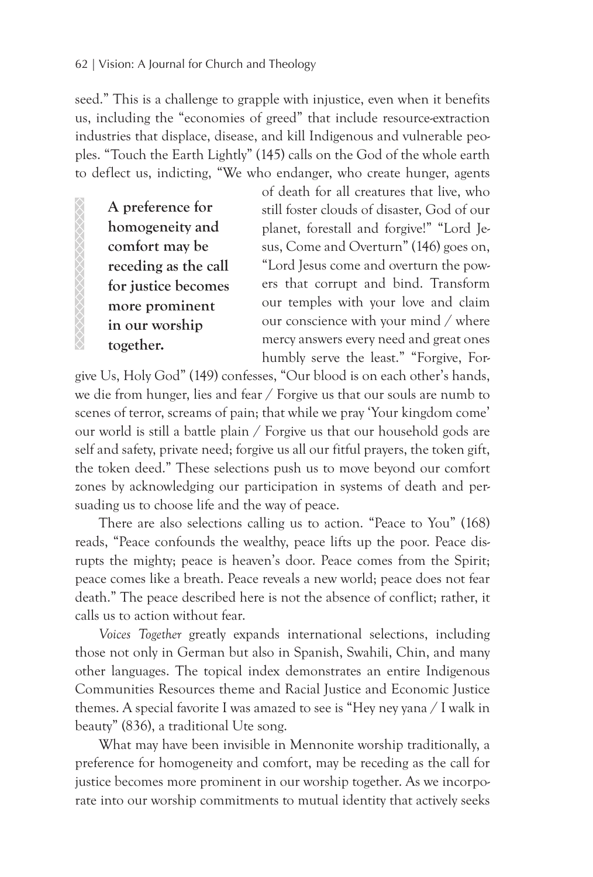seed." This is a challenge to grapple with injustice, even when it benefits us, including the "economies of greed" that include resource-extraction industries that displace, disease, and kill Indigenous and vulnerable peoples. "Touch the Earth Lightly" (145) calls on the God of the whole earth to deflect us, indicting, "We who endanger, who create hunger, agents of death for all creatures that live, who still foster clouds of disaster, God of our planet, forestall and forgive!" "Lord Jesus, Come and Overturn" (146) goes on, "Lord Jesus come and overturn the powers that corrupt and bind. Transform our temples with your love and claim our conscience with your mind / where mercy answers every need and great ones humbly serve the least." "Forgive, Forgive Us, Holy God" (149) confesses, "Our blood is on each other's hands, we die from hunger, lies and fear / Forgive us that our souls are numb to scenes of terror, screams of pain; that while we pray 'Your kingdom come' our world is still a battle plain / Forgive us that our household gods are self and safety, private need; forgive us all our fitful prayers, the token gift, the token deed." These selections push us to move beyond our comfort zones by acknowledging our participation in systems of death and persuading us to choose life and the way of peace.

> **A preference for homogeneity and comfort may be receding as the call for justice becomes more prominent in our worship together.**

There are also selections calling us to action. "Peace to You" (168) reads, "Peace confounds the wealthy, peace lifts up the poor. Peace disrupts the mighty; peace is heaven's door. Peace comes from the Spirit; peace comes like a breath. Peace reveals a new world; peace does not fear death." The peace described here is not the absence of conflict; rather, it calls us to action without fear.

*Voices Together* greatly expands international selections, including those not only in German but also in Spanish, Swahili, Chin, and many other languages. The topical index demonstrates an entire Indigenous Communities Resources theme and Racial Justice and Economic Justice themes. A special favorite I was amazed to see is "Hey ney yana / I walk in beauty" (836), a traditional Ute song.

What may have been invisible in Mennonite worship traditionally, a preference for homogeneity and comfort, may be receding as the call for justice becomes more prominent in our worship together. As we incorporate into our worship commitments to mutual identity that actively seeks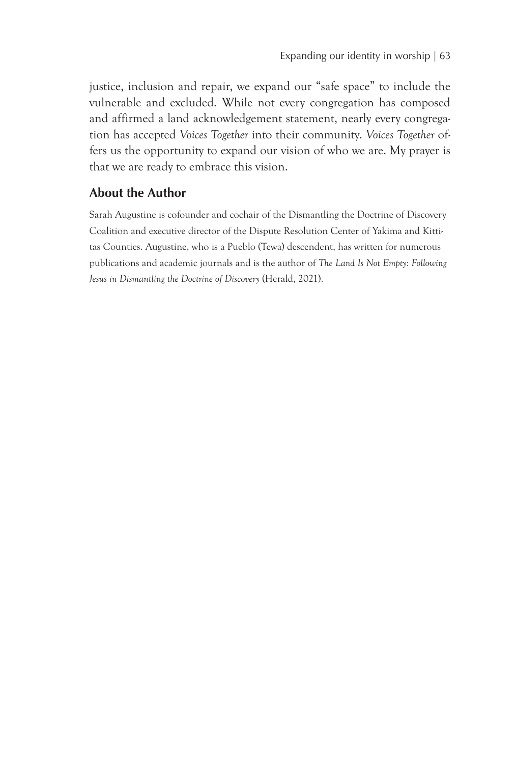justice, inclusion and repair, we expand our "safe space" to include the vulnerable and excluded. While not every congregation has composed and affirmed a land acknowledgement statement, nearly every congregation has accepted *Voices Together* into their community. *Voices Together* offers us the opportunity to expand our vision of who we are. My prayer is that we are ready to embrace this vision.

## About the Author

Sarah Augustine is cofounder and cochair of the Dismantling the Doctrine of Discovery Coalition and executive director of the Dispute Resolution Center of Yakima and Kittitas Counties. Augustine, who is a Pueblo (Tewa) descendent, has written for numerous publications and academic journals and is the author of *The Land Is Not Empty: Following Jesus in Dismantling the Doctrine of Discovery* (Herald, 2021).